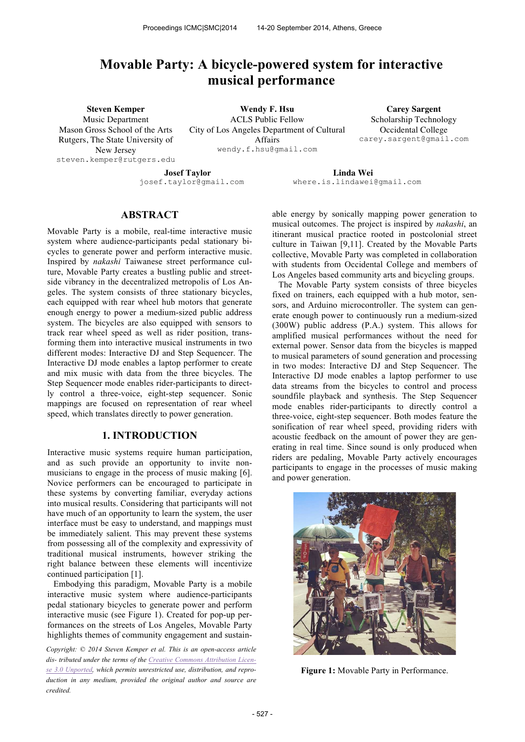# Movable Party: A bicycle-powered system for interactive musical performance

**Steven Kemper**
Music Department
Mason Gross School of the Arts
Rutgers, The State University of New Jersey
steven.kemper@rutgers.edu

**Wendy F. Hsu**
ACLS Public Fellow
City of Los Angeles Department of Cultural Affairs
wendy.f.hsu@gmail.com

**Carey Sargent**
Scholarship Technology
Occidental College
carey.sargent@gmail.com

**Josef Taylor**
josef.taylor@gmail.com

**Linda Wei**
where.is.lindawei@gmail.com

## ABSTRACT

Movable Party is a mobile, real-time interactive music system where audience-participants pedal stationary bicycles to generate power and perform interactive music. Inspired by *nakashi* Taiwanese street performance culture, Movable Party creates a bustling public and street-side vibrancy in the decentralized metropolis of Los Angeles. The system consists of three stationary bicycles, each equipped with rear wheel hub motors that generate enough energy to power a medium-sized public address system. The bicycles are also equipped with sensors to track rear wheel speed as well as rider position, transforming them into interactive musical instruments in two different modes: Interactive DJ and Step Sequencer. The Interactive DJ mode enables a laptop performer to create and mix music with data from the three bicycles. The Step Sequencer mode enables rider-participants to directly control a three-voice, eight-step sequencer. Sonic mappings are focused on representation of rear wheel speed, which translates directly to power generation.

## 1. INTRODUCTION

Interactive music systems require human participation, and as such provide an opportunity to invite non-musicians to engage in the process of music making [6]. Novice performers can be encouraged to participate in these systems by converting familiar, everyday actions into musical results. Considering that participants will not have much of an opportunity to learn the system, the user interface must be easy to understand, and mappings must be immediately salient. This may prevent these systems from possessing all of the complexity and expressivity of traditional musical instruments, however striking the right balance between these elements will incentivize continued participation [1].

Embodying this paradigm, Movable Party is a mobile interactive music system where audience-participants pedal stationary bicycles to generate power and perform interactive music (see Figure 1). Created for pop-up performances on the streets of Los Angeles, Movable Party highlights themes of community engagement and sustainable energy by sonically mapping power generation to musical outcomes. The project is inspired by *nakashi*, an itinerant musical practice rooted in postcolonial street culture in Taiwan [9,11]. Created by the Movable Parts collective, Movable Party was completed in collaboration with students from Occidental College and members of Los Angeles based community arts and bicycling groups.

The Movable Party system consists of three bicycles fixed on trainers, each equipped with a hub motor, sensors, and Arduino microcontroller. The system can generate enough power to continuously run a medium-sized (300W) public address (P.A.) system. This allows for amplified musical performances without the need for external power. Sensor data from the bicycles is mapped to musical parameters of sound generation and processing in two modes: Interactive DJ and Step Sequencer. The Interactive DJ mode enables a laptop performer to use data streams from the bicycles to control and process soundfile playback and synthesis. The Step Sequencer mode enables rider-participants to directly control a three-voice, eight-step sequencer. Both modes feature the sonification of rear wheel speed, providing riders with acoustic feedback on the amount of power they are generating in real time. Since sound is only produced when riders are pedaling, Movable Party actively encourages participants to engage in the processes of music making and power generation.

**Figure 1:** Movable Party in Performance.

*Copyright: © 2014 Steven Kemper et al. This is an open-access article dis- tributed under the terms of the Creative Commons Attribution License 3.0 Unported, which permits unrestricted use, distribution, and reproduction in any medium, provided the original author and source are credited.*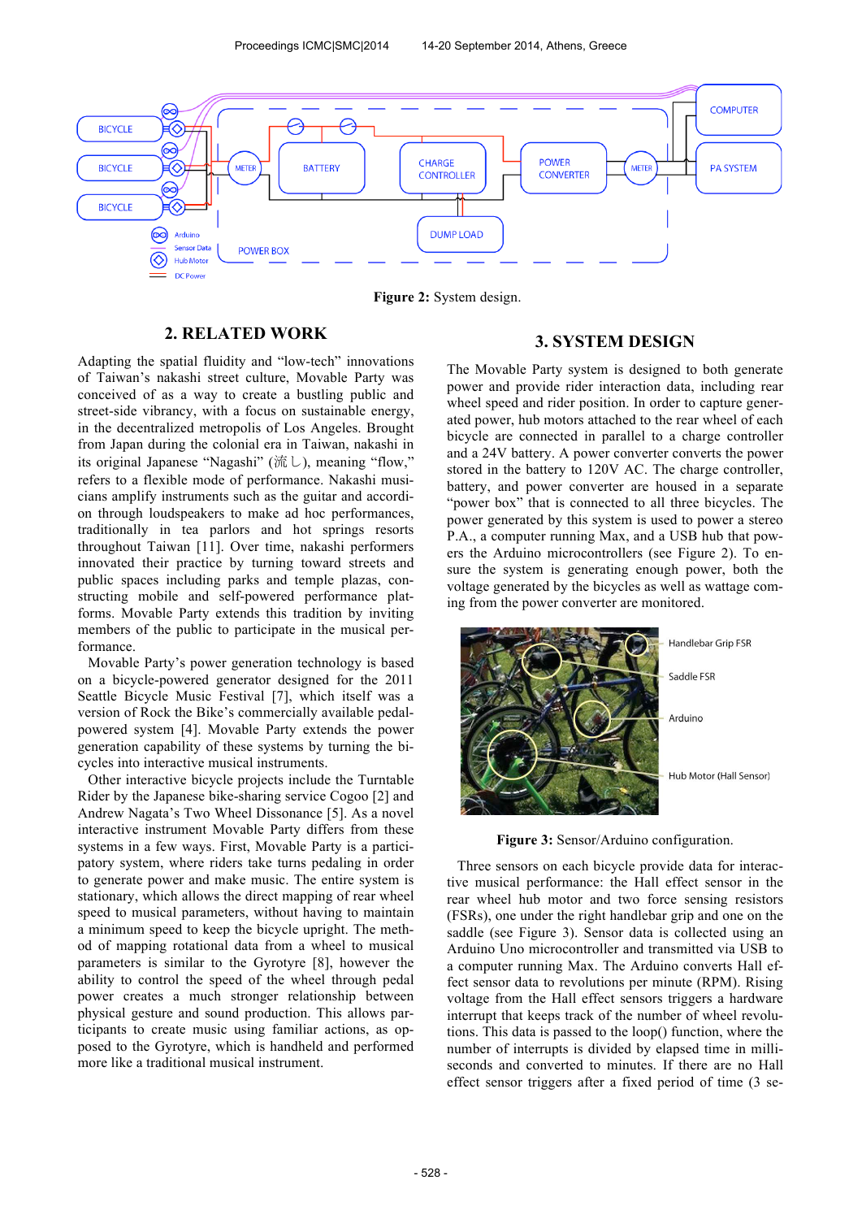Figure 2: System design.

## 2. RELATED WORK

Adapting the spatial fluidity and "low-tech" innovations of Taiwan's nakashi street culture, Movable Party was conceived of as a way to create a bustling public and street-side vibrancy, with a focus on sustainable energy, in the decentralized metropolis of Los Angeles. Brought from Japan during the colonial era in Taiwan, nakashi in its original Japanese "Nagashi" (流し), meaning "flow," refers to a flexible mode of performance. Nakashi musicians amplify instruments such as the guitar and accordion through loudspeakers to make ad hoc performances, traditionally in tea parlors and hot springs resorts throughout Taiwan [11]. Over time, nakashi performers innovated their practice by turning toward streets and public spaces including parks and temple plazas, constructing mobile and self-powered performance platforms. Movable Party extends this tradition by inviting members of the public to participate in the musical performance.

Movable Party's power generation technology is based on a bicycle-powered generator designed for the 2011 Seattle Bicycle Music Festival [7], which itself was a version of Rock the Bike's commercially available pedal-powered system [4]. Movable Party extends the power generation capability of these systems by turning the bicycles into interactive musical instruments.

Other interactive bicycle projects include the Turntable Rider by the Japanese bike-sharing service Cogoo [2] and Andrew Nagata's Two Wheel Dissonance [5]. As a novel interactive instrument Movable Party differs from these systems in a few ways. First, Movable Party is a participatory system, where riders take turns pedaling in order to generate power and make music. The entire system is stationary, which allows the direct mapping of rear wheel speed to musical parameters, without having to maintain a minimum speed to keep the bicycle upright. The method of mapping rotational data from a wheel to musical parameters is similar to the Gyrotyre [8], however the ability to control the speed of the wheel through pedal power creates a much stronger relationship between physical gesture and sound production. This allows participants to create music using familiar actions, as opposed to the Gyrotyre, which is handheld and performed more like a traditional musical instrument.

## 3. SYSTEM DESIGN

The Movable Party system is designed to both generate power and provide rider interaction data, including rear wheel speed and rider position. In order to capture generated power, hub motors attached to the rear wheel of each bicycle are connected in parallel to a charge controller and a 24V battery. A power converter converts the power stored in the battery to 120V AC. The charge controller, battery, and power converter are housed in a separate "power box" that is connected to all three bicycles. The power generated by this system is used to power a stereo P.A., a computer running Max, and a USB hub that powers the Arduino microcontrollers (see Figure 2). To ensure the system is generating enough power, both the voltage generated by the bicycles as well as wattage coming from the power converter are monitored.

Figure 3: Sensor/Arduino configuration.

Three sensors on each bicycle provide data for interactive musical performance: the Hall effect sensor in the rear wheel hub motor and two force sensing resistors (FSRs), one under the right handlebar grip and one on the saddle (see Figure 3). Sensor data is collected using an Arduino Uno microcontroller and transmitted via USB to a computer running Max. The Arduino converts Hall effect sensor data to revolutions per minute (RPM). Rising voltage from the Hall effect sensors triggers a hardware interrupt that keeps track of the number of wheel revolutions. This data is passed to the loop() function, where the number of interrupts is divided by elapsed time in milliseconds and converted to minutes. If there are no Hall effect sensor triggers after a fixed period of time (3 se-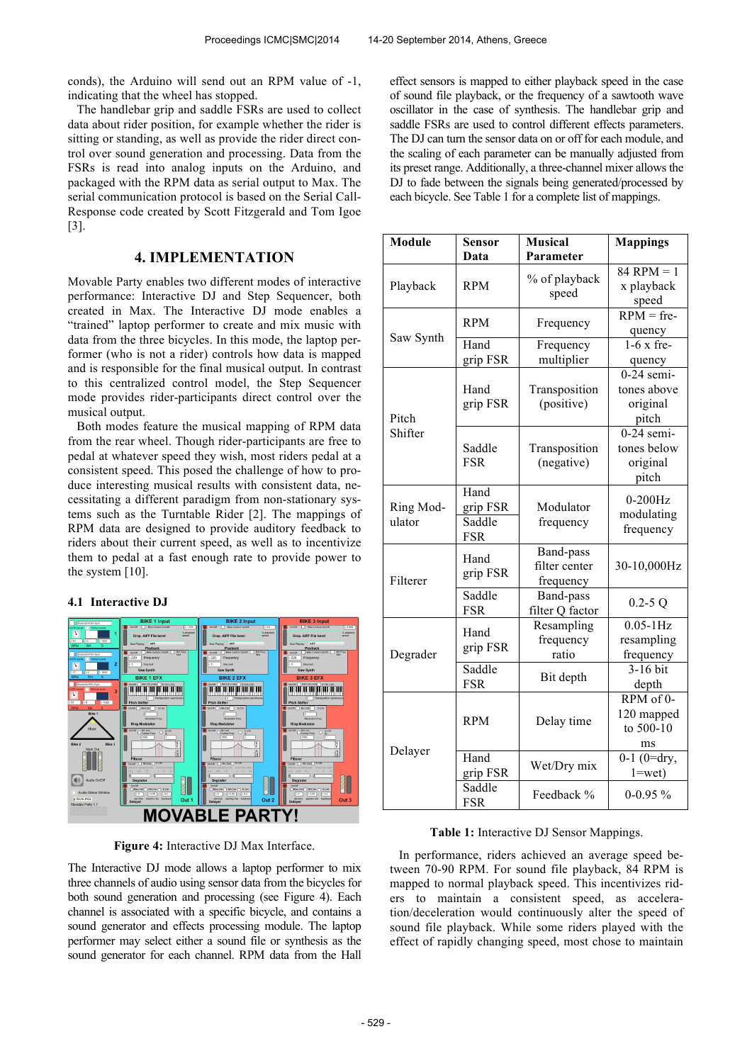conds), the Arduino will send out an RPM value of -1, indicating that the wheel has stopped.

The handlebar grip and saddle FSRs are used to collect data about rider position, for example whether the rider is sitting or standing, as well as provide the rider direct control over sound generation and processing. Data from the FSRs is read into analog inputs on the Arduino, and packaged with the RPM data as serial output to Max. The serial communication protocol is based on the Serial Call-Response code created by Scott Fitzgerald and Tom Igoe [3].

## 4. IMPLEMENTATION

Movable Party enables two different modes of interactive performance: Interactive DJ and Step Sequencer, both created in Max. The Interactive DJ mode enables a "trained" laptop performer to create and mix music with data from the three bicycles. In this mode, the laptop performer (who is not a rider) controls how data is mapped and is responsible for the final musical output. In contrast to this centralized control model, the Step Sequencer mode provides rider-participants direct control over the musical output.

Both modes feature the musical mapping of RPM data from the rear wheel. Though rider-participants are free to pedal at whatever speed they wish, most riders pedal at a consistent speed. This posed the challenge of how to produce interesting musical results with consistent data, necessitating a different paradigm from non-stationary systems such as the Turntable Rider [2]. The mappings of RPM data are designed to provide auditory feedback to riders about their current speed, as well as to incentivize them to pedal at a fast enough rate to provide power to the system [10].

### 4.1 Interactive DJ

**Figure 4:** Interactive DJ Max Interface.

The Interactive DJ mode allows a laptop performer to mix three channels of audio using sensor data from the bicycles for both sound generation and processing (see Figure 4). Each channel is associated with a specific bicycle, and contains a sound generator and effects processing module. The laptop performer may select either a sound file or synthesis as the sound generator for each channel. RPM data from the Hall effect sensors is mapped to either playback speed in the case of sound file playback, or the frequency of a sawtooth wave oscillator in the case of synthesis. The handlebar grip and saddle FSRs are used to control different effects parameters. The DJ can turn the sensor data on or off for each module, and the scaling of each parameter can be manually adjusted from its preset range. Additionally, a three-channel mixer allows the DJ to fade between the signals being generated/processed by each bicycle. See Table 1 for a complete list of mappings.

| Module | Sensor Data | Musical Parameter | Mappings |
|---|---|---|---|
| Playback | RPM | % of playback speed | 84 RPM = 1 x playback speed |
| Saw Synth | RPM | Frequency | RPM = frequency |
| | Hand grip FSR | Frequency multiplier | 1-6 x frequency |
| Pitch Shifter | Hand grip FSR | Transposition (positive) | 0-24 semitones above original pitch |
| | Saddle FSR | Transposition (negative) | 0-24 semitones below original pitch |
| Ring Modulator | Hand grip FSR<br>Saddle FSR | Modulator frequency | 0-200Hz modulating frequency |
| Filterer | Hand grip FSR | Band-pass filter center frequency | 30-10,000Hz |
| | Saddle FSR | Band-pass filter Q factor | 0.2-5 Q |
| Degrader | Hand grip FSR | Resampling frequency ratio | 0.05-1Hz resampling frequency |
| | Saddle FSR | Bit depth | 3-16 bit depth |
| Delayer | RPM | Delay time | RPM of 0-120 mapped to 500-10 ms |
| | Hand grip FSR | Wet/Dry mix | 0-1 (0=dry, 1=wet) |
| | Saddle FSR | Feedback % | 0-0.95 % |

**Table 1:** Interactive DJ Sensor Mappings.

In performance, riders achieved an average speed between 70-90 RPM. For sound file playback, 84 RPM is mapped to normal playback speed. This incentivizes riders to maintain a consistent speed, as acceleration/deceleration would continuously alter the speed of sound file playback. While some riders played with the effect of rapidly changing speed, most chose to maintain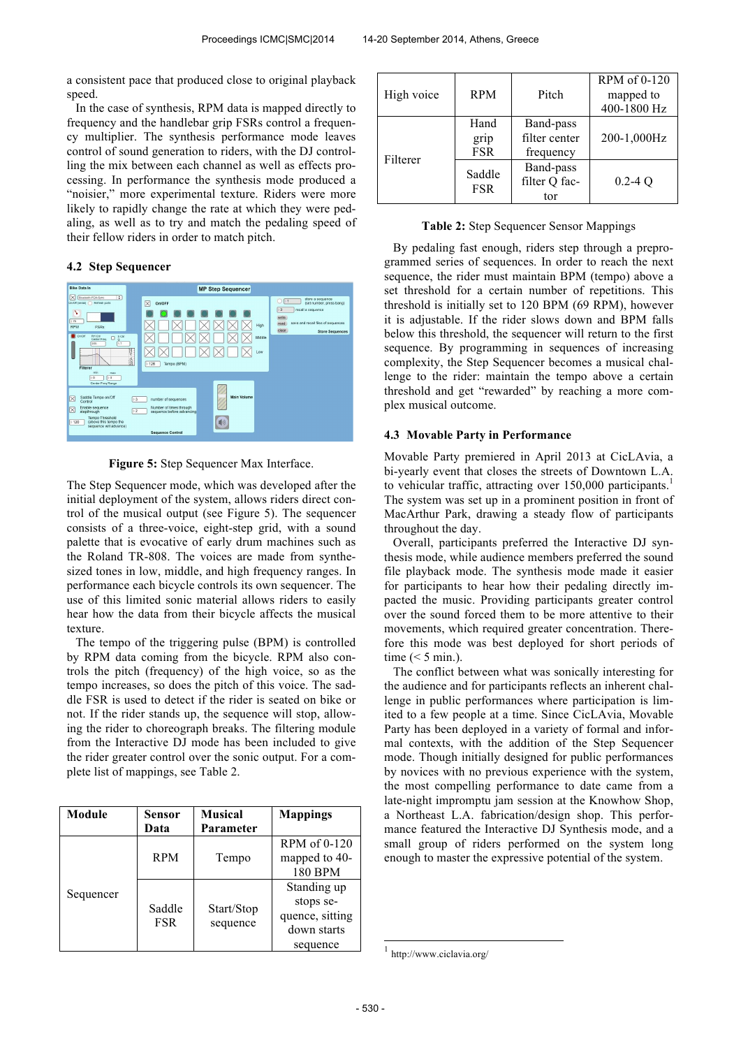a consistent pace that produced close to original playback speed.

In the case of synthesis, RPM data is mapped directly to frequency and the handlebar grip FSRs control a frequency multiplier. The synthesis performance mode leaves control of sound generation to riders, with the DJ controlling the mix between each channel as well as effects processing. In performance the synthesis mode produced a "noisier," more experimental texture. Riders were more likely to rapidly change the rate at which they were pedaling, as well as to try and match the pedaling speed of their fellow riders in order to match pitch.

### 4.2 Step Sequencer

**Figure 5:** Step Sequencer Max Interface.

The Step Sequencer mode, which was developed after the initial deployment of the system, allows riders direct control of the musical output (see Figure 5). The sequencer consists of a three-voice, eight-step grid, with a sound palette that is evocative of early drum machines such as the Roland TR-808. The voices are made from synthesized tones in low, middle, and high frequency ranges. In performance each bicycle controls its own sequencer. The use of this limited sonic material allows riders to easily hear how the data from their bicycle affects the musical texture.

The tempo of the triggering pulse (BPM) is controlled by RPM data coming from the bicycle. RPM also controls the pitch (frequency) of the high voice, so as the tempo increases, so does the pitch of this voice. The saddle FSR is used to detect if the rider is seated on bike or not. If the rider stands up, the sequence will stop, allowing the rider to choreograph breaks. The filtering module from the Interactive DJ mode has been included to give the rider greater control over the sonic output. For a complete list of mappings, see Table 2.

| Module | Sensor Data | Musical Parameter | Mappings |
|---|---|---|---|
| Sequencer | RPM | Tempo | RPM of 0-120 mapped to 40-180 BPM |
| | Saddle FSR | Start/Stop sequence | Standing up stops sequence, sitting down starts sequence |
| High voice | RPM | Pitch | RPM of 0-120 mapped to 400-1800 Hz |
| Filterer | Hand grip FSR | Band-pass filter center frequency | 200-1,000Hz |
| | Saddle FSR | Band-pass filter Q factor | 0.2-4 Q |

**Table 2:** Step Sequencer Sensor Mappings

By pedaling fast enough, riders step through a preprogrammed series of sequences. In order to reach the next sequence, the rider must maintain BPM (tempo) above a set threshold for a certain number of repetitions. This threshold is initially set to 120 BPM (69 RPM), however it is adjustable. If the rider slows down and BPM falls below this threshold, the sequencer will return to the first sequence. By programming in sequences of increasing complexity, the Step Sequencer becomes a musical challenge to the rider: maintain the tempo above a certain threshold and get "rewarded" by reaching a more complex musical outcome.

### 4.3 Movable Party in Performance

Movable Party premiered in April 2013 at CicLAvia, a bi-yearly event that closes the streets of Downtown L.A. to vehicular traffic, attracting over 150,000 participants.[1] The system was set up in a prominent position in front of MacArthur Park, drawing a steady flow of participants throughout the day.

Overall, participants preferred the Interactive DJ synthesis mode, while audience members preferred the sound file playback mode. The synthesis mode made it easier for participants to hear how their pedaling directly impacted the music. Providing participants greater control over the sound forced them to be more attentive to their movements, which required greater concentration. Therefore this mode was best deployed for short periods of time (< 5 min.).

The conflict between what was sonically interesting for the audience and for participants reflects an inherent challenge in public performances where participation is limited to a few people at a time. Since CicLAvia, Movable Party has been deployed in a variety of formal and informal contexts, with the addition of the Step Sequencer mode. Though initially designed for public performances by novices with no previous experience with the system, the most compelling performance to date came from a late-night impromptu jam session at the Knowhow Shop, a Northeast L.A. fabrication/design shop. This performance featured the Interactive DJ Synthesis mode, and a small group of riders performed on the system long enough to master the expressive potential of the system.

[1] http://www.ciclavia.org/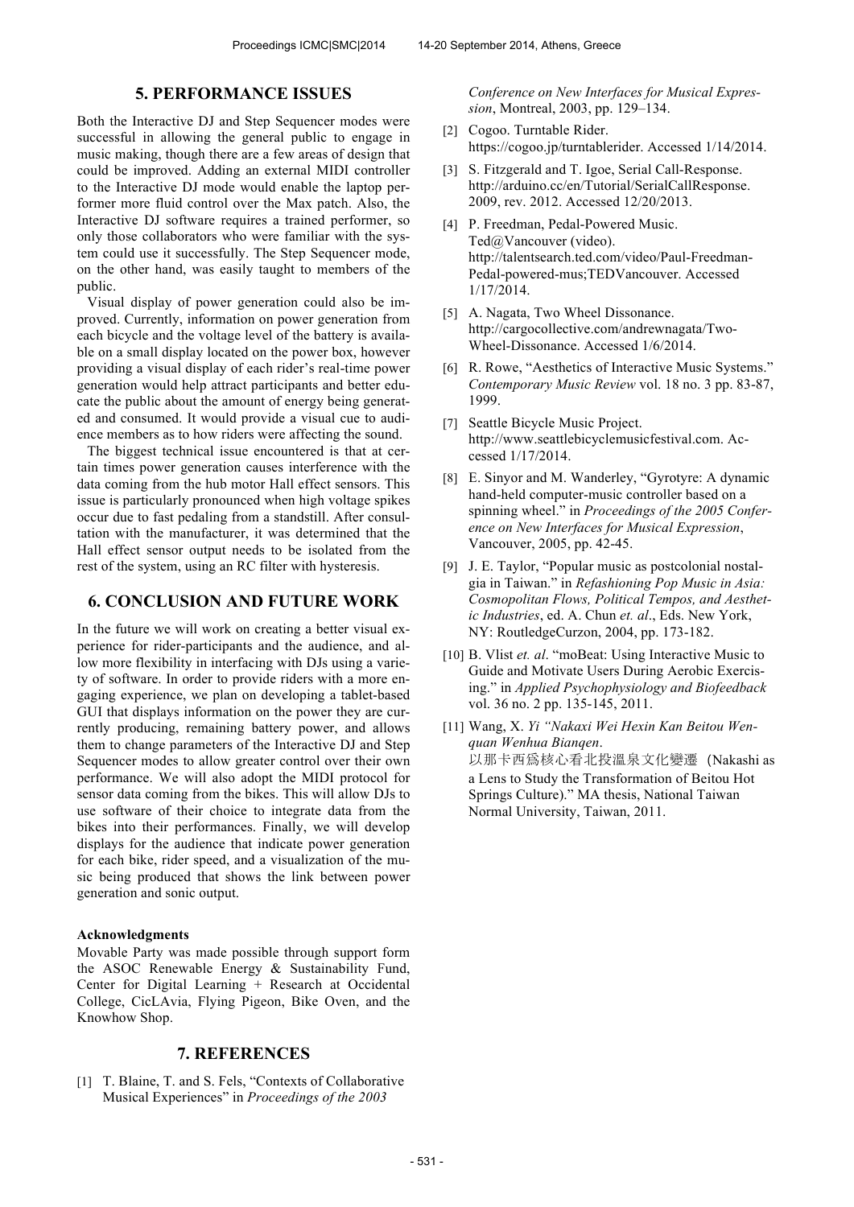## 5. PERFORMANCE ISSUES

Both the Interactive DJ and Step Sequencer modes were successful in allowing the general public to engage in music making, though there are a few areas of design that could be improved. Adding an external MIDI controller to the Interactive DJ mode would enable the laptop performer more fluid control over the Max patch. Also, the Interactive DJ software requires a trained performer, so only those collaborators who were familiar with the system could use it successfully. The Step Sequencer mode, on the other hand, was easily taught to members of the public.

Visual display of power generation could also be improved. Currently, information on power generation from each bicycle and the voltage level of the battery is available on a small display located on the power box, however providing a visual display of each rider's real-time power generation would help attract participants and better educate the public about the amount of energy being generated and consumed. It would provide a visual cue to audience members as to how riders were affecting the sound.

The biggest technical issue encountered is that at certain times power generation causes interference with the data coming from the hub motor Hall effect sensors. This issue is particularly pronounced when high voltage spikes occur due to fast pedaling from a standstill. After consultation with the manufacturer, it was determined that the Hall effect sensor output needs to be isolated from the rest of the system, using an RC filter with hysteresis.

## 6. CONCLUSION AND FUTURE WORK

In the future we will work on creating a better visual experience for rider-participants and the audience, and allow more flexibility in interfacing with DJs using a variety of software. In order to provide riders with a more engaging experience, we plan on developing a tablet-based GUI that displays information on the power they are currently producing, remaining battery power, and allows them to change parameters of the Interactive DJ and Step Sequencer modes to allow greater control over their own performance. We will also adopt the MIDI protocol for sensor data coming from the bikes. This will allow DJs to use software of their choice to integrate data from the bikes into their performances. Finally, we will develop displays for the audience that indicate power generation for each bike, rider speed, and a visualization of the music being produced that shows the link between power generation and sonic output.

#### Acknowledgments

Movable Party was made possible through support form the ASOC Renewable Energy & Sustainability Fund, Center for Digital Learning + Research at Occidental College, CicLAvia, Flying Pigeon, Bike Oven, and the Knowhow Shop.

## 7. REFERENCES

[1] T. Blaine, T. and S. Fels, "Contexts of Collaborative Musical Experiences" in *Proceedings of the 2003 Conference on New Interfaces for Musical Expression*, Montreal, 2003, pp. 129–134.

[2] Cogoo. Turntable Rider. https://cogoo.jp/turntablerider. Accessed 1/14/2014.

[3] S. Fitzgerald and T. Igoe, Serial Call-Response. http://arduino.cc/en/Tutorial/SerialCallResponse. 2009, rev. 2012. Accessed 12/20/2013.

[4] P. Freedman, Pedal-Powered Music. Ted@Vancouver (video). http://talentsearch.ted.com/video/Paul-Freedman-Pedal-powered-mus;TEDVancouver. Accessed 1/17/2014.

[5] A. Nagata, Two Wheel Dissonance. http://cargocollective.com/andrewnagata/Two-Wheel-Dissonance. Accessed 1/6/2014.

[6] R. Rowe, "Aesthetics of Interactive Music Systems." *Contemporary Music Review* vol. 18 no. 3 pp. 83-87, 1999.

[7] Seattle Bicycle Music Project. http://www.seattlebicyclemusicfestival.com. Accessed 1/17/2014.

[8] E. Sinyor and M. Wanderley, "Gyrotyre: A dynamic hand-held computer-music controller based on a spinning wheel." in *Proceedings of the 2005 Conference on New Interfaces for Musical Expression*, Vancouver, 2005, pp. 42-45.

[9] J. E. Taylor, "Popular music as postcolonial nostalgia in Taiwan." in *Refashioning Pop Music in Asia: Cosmopolitan Flows, Political Tempos, and Aesthetic Industries*, ed. A. Chun *et. al*., Eds. New York, NY: RoutledgeCurzon, 2004, pp. 173-182.

[10] B. Vlist *et. al*. "moBeat: Using Interactive Music to Guide and Motivate Users During Aerobic Exercising." in *Applied Psychophysiology and Biofeedback* vol. 36 no. 2 pp. 135-145, 2011.

[11] Wang, X. *Yi "Nakaxi Wei Hexin Kan Beitou Wenquan Wenhua Bianqen*. 以那卡西爲核心看北投溫泉文化變遷 (Nakashi as a Lens to Study the Transformation of Beitou Hot Springs Culture)." MA thesis, National Taiwan Normal University, Taiwan, 2011.